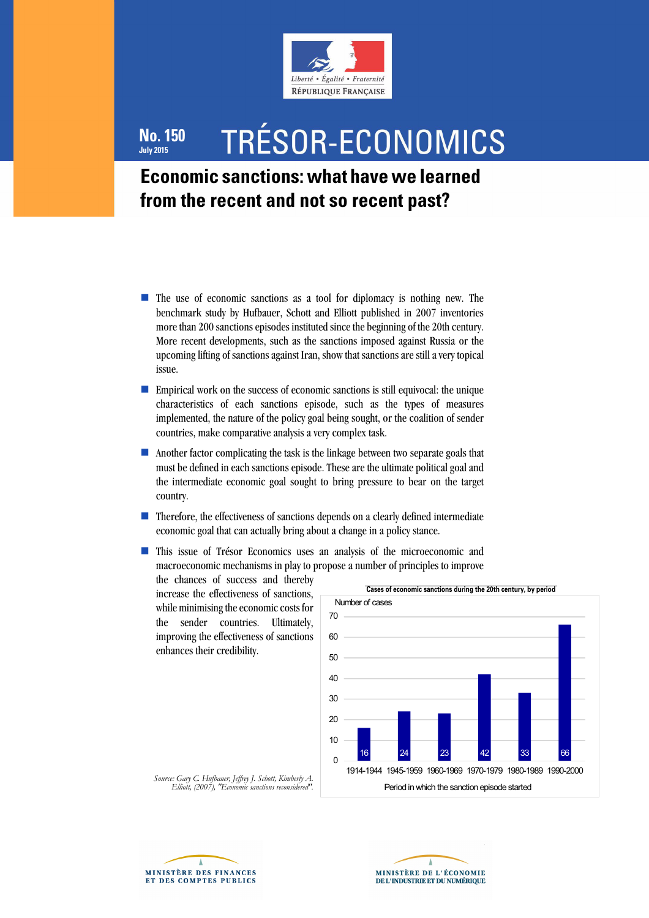# No. 150
July 2015

# TRÉSOR-ECONOMICS

## Economic sanctions: what have we learned from the recent and not so recent past?

- The use of economic sanctions as a tool for diplomacy is nothing new. The benchmark study by Hufbauer, Schott and Elliott published in 2007 inventories more than 200 sanctions episodes instituted since the beginning of the 20th century. More recent developments, such as the sanctions imposed against Russia or the upcoming lifting of sanctions against Iran, show that sanctions are still a very topical issue.
- Empirical work on the success of economic sanctions is still equivocal: the unique characteristics of each sanctions episode, such as the types of measures implemented, the nature of the policy goal being sought, or the coalition of sender countries, make comparative analysis a very complex task.
- Another factor complicating the task is the linkage between two separate goals that must be defined in each sanctions episode. These are the ultimate political goal and the intermediate economic goal sought to bring pressure to bear on the target country.
- Therefore, the effectiveness of sanctions depends on a clearly defined intermediate economic goal that can actually bring about a change in a policy stance.
- This issue of Trésor Economics uses an analysis of the microeconomic and macroeconomic mechanisms in play to propose a number of principles to improve the chances of success and thereby increase the effectiveness of sanctions, while minimising the economic costs for the sender countries. Ultimately, improving the effectiveness of sanctions enhances their credibility.

**Cases of economic sanctions during the 20th century, by period**

Number of cases

| Period in which the sanction episode started | Number of cases |
|---|---|
| 1914-1944 | 16 |
| 1945-1959 | 24 |
| 1960-1969 | 23 |
| 1970-1979 | 42 |
| 1980-1989 | 33 |
| 1990-2000 | 66 |

*Source: Gary C. Hufbauer, Jeffrey J. Schott, Kimberly A. Elliott, (2007), "Economic sanctions reconsidered".*

MINISTÈRE DES FINANCES ET DES COMPTES PUBLICS

MINISTÈRE DE L'ÉCONOMIE DE L'INDUSTRIE ET DU NUMÉRIQUE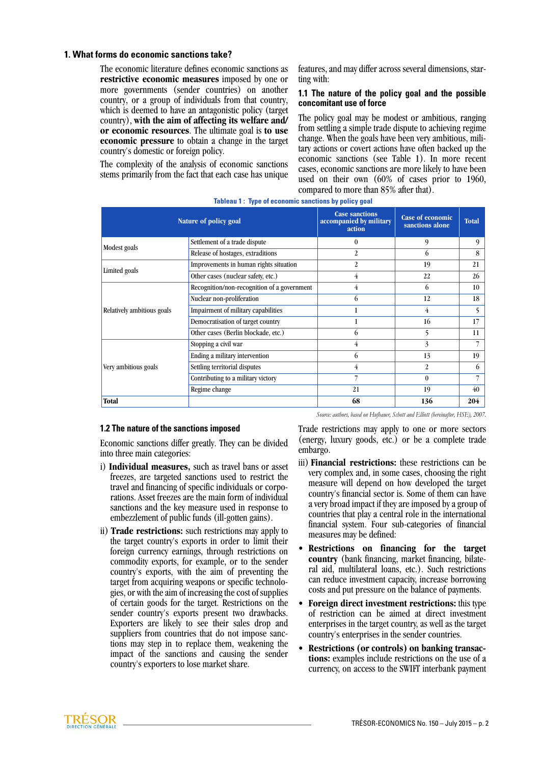## 1. What forms do economic sanctions take?

The economic literature defines economic sanctions as **restrictive economic measures** imposed by one or more governments (sender countries) on another country, or a group of individuals from that country, which is deemed to have an antagonistic policy (target country), **with the aim of affecting its welfare and/or economic resources**. The ultimate goal is **to use economic pressure** to obtain a change in the target country's domestic or foreign policy.

The complexity of the analysis of economic sanctions stems primarily from the fact that each case has unique features, and may differ across several dimensions, starting with:

### 1.1 The nature of the policy goal and the possible concomitant use of force

The policy goal may be modest or ambitious, ranging from settling a simple trade dispute to achieving regime change. When the goals have been very ambitious, military actions or covert actions have often backed up the economic sanctions (see Table 1). In more recent cases, economic sanctions are more likely to have been used on their own (60% of cases prior to 1960, compared to more than 85% after that).

**Tableau 1 : Type of economic sanctions by policy goal**

| Nature of policy goal | | Case sanctions accompanied by military action | Case of economic sanctions alone | Total |
|---|---|---|---|---|
| Modest goals | Settlement of a trade dispute | 0 | 9 | 9 |
| | Release of hostages, extraditions | 2 | 6 | 8 |
| Limited goals | Improvements in human rights situation | 2 | 19 | 21 |
| | Other cases (nuclear safety, etc.) | 4 | 22 | 26 |
| Relatively ambitious goals | Recognition/non-recognition of a government | 4 | 6 | 10 |
| | Nuclear non-proliferation | 6 | 12 | 18 |
| | Impairment of military capabilities | 1 | 4 | 5 |
| | Democratisation of target country | 1 | 16 | 17 |
| | Other cases (Berlin blockade, etc.) | 6 | 5 | 11 |
| Very ambitious goals | Stopping a civil war | 4 | 3 | 7 |
| | Ending a military intervention | 6 | 13 | 19 |
| | Settling territorial disputes | 4 | 2 | 6 |
| | Contributing to a military victory | 7 | 0 | 7 |
| | Regime change | 21 | 19 | 40 |
| **Total** | | **68** | **136** | **204** |

*Source: authors, based on Hufbauer, Schott and Elliott (hereinafter, HSE), 2007.*

### 1.2 The nature of the sanctions imposed

Economic sanctions differ greatly. They can be divided into three main categories:

i) **Individual measures,** such as travel bans or asset freezes, are targeted sanctions used to restrict the travel and financing of specific individuals or corporations. Asset freezes are the main form of individual sanctions and the key measure used in response to embezzlement of public funds (ill-gotten gains).

ii) **Trade restrictions:** such restrictions may apply to the target country's exports in order to limit their foreign currency earnings, through restrictions on commodity exports, for example, or to the sender country's exports, with the aim of preventing the target from acquiring weapons or specific technologies, or with the aim of increasing the cost of supplies of certain goods for the target. Restrictions on the sender country's exports present two drawbacks. Exporters are likely to see their sales drop and suppliers from countries that do not impose sanctions may step in to replace them, weakening the impact of the sanctions and causing the sender country's exporters to lose market share. Trade restrictions may apply to one or more sectors (energy, luxury goods, etc.) or be a complete trade embargo.

iii) **Financial restrictions:** these restrictions can be very complex and, in some cases, choosing the right measure will depend on how developed the target country's financial sector is. Some of them can have a very broad impact if they are imposed by a group of countries that play a central role in the international financial system. Four sub-categories of financial measures may be defined:

- **Restrictions on financing for the target country** (bank financing, market financing, bilateral aid, multilateral loans, etc.). Such restrictions can reduce investment capacity, increase borrowing costs and put pressure on the balance of payments.
- **Foreign direct investment restrictions:** this type of restriction can be aimed at direct investment enterprises in the target country, as well as the target country's enterprises in the sender countries.
- **Restrictions (or controls) on banking transactions:** examples include restrictions on the use of a currency, on access to the SWIFT interbank payment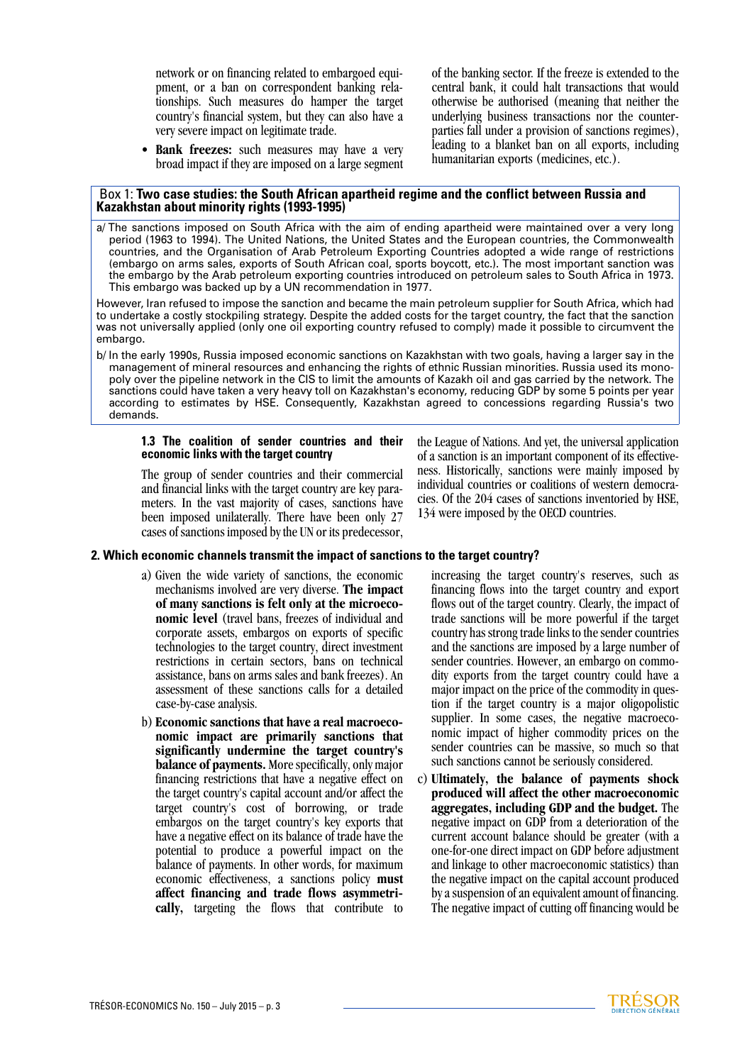network or on financing related to embargoed equipment, or a ban on correspondent banking relationships. Such measures do hamper the target country's financial system, but they can also have a very severe impact on legitimate trade.

- **Bank freezes:** such measures may have a very broad impact if they are imposed on a large segment of the banking sector. If the freeze is extended to the central bank, it could halt transactions that would otherwise be authorised (meaning that neither the underlying business transactions nor the counterparties fall under a provision of sanctions regimes), leading to a blanket ban on all exports, including humanitarian exports (medicines, etc.).

> Box 1: **Two case studies: the South African apartheid regime and the conflict between Russia and Kazakhstan about minority rights (1993-1995)**
>
> a/ The sanctions imposed on South Africa with the aim of ending apartheid were maintained over a very long period (1963 to 1994). The United Nations, the United States and the European countries, the Commonwealth countries, and the Organisation of Arab Petroleum Exporting Countries adopted a wide range of restrictions (embargo on arms sales, exports of South African coal, sports boycott, etc.). The most important sanction was the embargo by the Arab petroleum exporting countries introduced on petroleum sales to South Africa in 1973. This embargo was backed up by a UN recommendation in 1977.
>
> However, Iran refused to impose the sanction and became the main petroleum supplier for South Africa, which had to undertake a costly stockpiling strategy. Despite the added costs for the target country, the fact that the sanction was not universally applied (only one oil exporting country refused to comply) made it possible to circumvent the embargo.
>
> b/ In the early 1990s, Russia imposed economic sanctions on Kazakhstan with two goals, having a larger say in the management of mineral resources and enhancing the rights of ethnic Russian minorities. Russia used its monopoly over the pipeline network in the CIS to limit the amounts of Kazakh oil and gas carried by the network. The sanctions could have taken a very heavy toll on Kazakhstan's economy, reducing GDP by some 5 points per year according to estimates by HSE. Consequently, Kazakhstan agreed to concessions regarding Russia's two demands.

### 1.3 The coalition of sender countries and their economic links with the target country

The group of sender countries and their commercial and financial links with the target country are key parameters. In the vast majority of cases, sanctions have been imposed unilaterally. There have been only 27 cases of sanctions imposed by the UN or its predecessor, the League of Nations. And yet, the universal application of a sanction is an important component of its effectiveness. Historically, sanctions were mainly imposed by individual countries or coalitions of western democracies. Of the 204 cases of sanctions inventoried by HSE, 134 were imposed by the OECD countries.

## 2. Which economic channels transmit the impact of sanctions to the target country?

a) Given the wide variety of sanctions, the economic mechanisms involved are very diverse. **The impact of many sanctions is felt only at the microeconomic level** (travel bans, freezes of individual and corporate assets, embargos on exports of specific technologies to the target country, direct investment restrictions in certain sectors, bans on technical assistance, bans on arms sales and bank freezes). An assessment of these sanctions calls for a detailed case-by-case analysis.

b) **Economic sanctions that have a real macroeconomic impact are primarily sanctions that significantly undermine the target country's balance of payments.** More specifically, only major financing restrictions that have a negative effect on the target country's capital account and/or affect the target country's cost of borrowing, or trade embargos on the target country's key exports that have a negative effect on its balance of trade have the potential to produce a powerful impact on the balance of payments. In other words, for maximum economic effectiveness, a sanctions policy **must affect financing and trade flows asymmetrically,** targeting the flows that contribute to increasing the target country's reserves, such as financing flows into the target country and export flows out of the target country. Clearly, the impact of trade sanctions will be more powerful if the target country has strong trade links to the sender countries and the sanctions are imposed by a large number of sender countries. However, an embargo on commodity exports from the target country could have a major impact on the price of the commodity in question if the target country is a major oligopolistic supplier. In some cases, the negative macroeconomic impact of higher commodity prices on the sender countries can be massive, so much so that such sanctions cannot be seriously considered.

c) **Ultimately, the balance of payments shock produced will affect the other macroeconomic aggregates, including GDP and the budget.** The negative impact on GDP from a deterioration of the current account balance should be greater (with a one-for-one direct impact on GDP before adjustment and linkage to other macroeconomic statistics) than the negative impact on the capital account produced by a suspension of an equivalent amount of financing. The negative impact of cutting off financing would be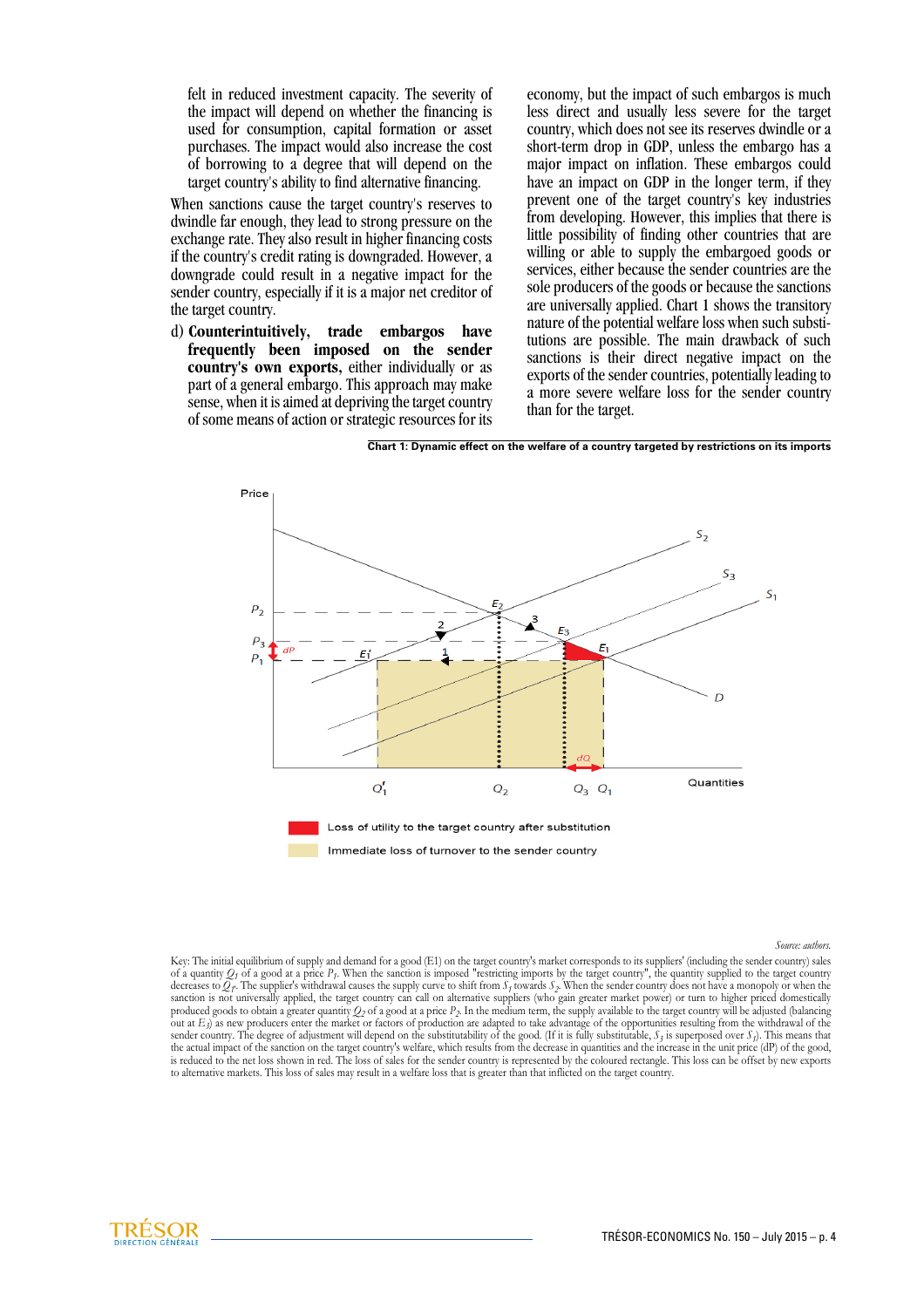felt in reduced investment capacity. The severity of the impact will depend on whether the financing is used for consumption, capital formation or asset purchases. The impact would also increase the cost of borrowing to a degree that will depend on the target country's ability to find alternative financing.

When sanctions cause the target country's reserves to dwindle far enough, they lead to strong pressure on the exchange rate. They also result in higher financing costs if the country's credit rating is downgraded. However, a downgrade could result in a negative impact for the sender country, especially if it is a major net creditor of the target country.

d) **Counterintuitively, trade embargos have frequently been imposed on the sender country's own exports,** either individually or as part of a general embargo. This approach may make sense, when it is aimed at depriving the target country of some means of action or strategic resources for its economy, but the impact of such embargos is much less direct and usually less severe for the target country, which does not see its reserves dwindle or a short-term drop in GDP, unless the embargo has a major impact on inflation. These embargos could have an impact on GDP in the longer term, if they prevent one of the target country's key industries from developing. However, this implies that there is little possibility of finding other countries that are willing or able to supply the embargoed goods or services, either because the sender countries are the sole producers of the goods or because the sanctions are universally applied. Chart 1 shows the transitory nature of the potential welfare loss when such substitutions are possible. The main drawback of such sanctions is their direct negative impact on the exports of the sender countries, potentially leading to a more severe welfare loss for the sender country than for the target.

**Chart 1: Dynamic effect on the welfare of a country targeted by restrictions on its imports**

Loss of utility to the target country after substitution

Immediate loss of turnover to the sender country

*Source: authors.*

Key: The initial equilibrium of supply and demand for a good (E1) on the target country's market corresponds to its suppliers' (including the sender country) sales of a quantity $Q_1$ of a good at a price $P_1$. When the sanction is imposed "restricting imports by the target country", the quantity supplied to the target country decreases to $Q_1'$. The supplier's withdrawal causes the supply curve to shift from $S_1$ towards $S_2$. When the sender country does not have a monopoly or when the sanction is not universally applied, the target country can call on alternative suppliers (who gain greater market power) or turn to higher priced domestically produced goods to obtain a greater quantity $Q_2$ of a good at a price $P_2$. In the medium term, the supply available to the target country will be adjusted (balancing out at $E_3$) as new producers enter the market or factors of production are adapted to take advantage of the opportunities resulting from the withdrawal of the sender country. The degree of adjustment will depend on the substitutability of the good. (If it is fully substitutable, $S_3$ is superposed over $S_1$). This means that the actual impact of the sanction on the target country's welfare, which results from the decrease in quantities and the increase in the unit price (dP) of the good, is reduced to the net loss shown in red. The loss of sales for the sender country is represented by the coloured rectangle. This loss can be offset by new exports to alternative markets. This loss of sales may result in a welfare loss that is greater than that inflicted on the target country.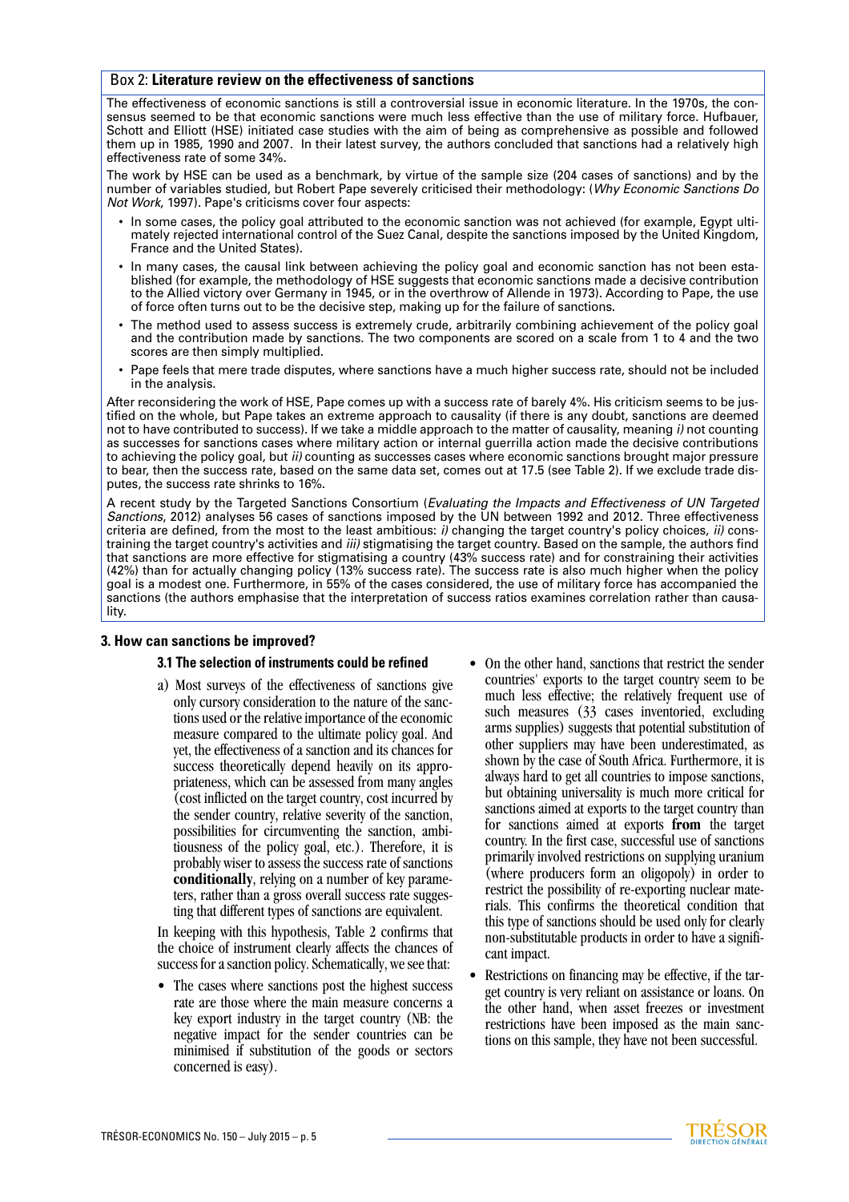### Box 2: **Literature review on the effectiveness of sanctions**

The effectiveness of economic sanctions is still a controversial issue in economic literature. In the 1970s, the consensus seemed to be that economic sanctions were much less effective than the use of military force. Hufbauer, Schott and Elliott (HSE) initiated case studies with the aim of being as comprehensive as possible and followed them up in 1985, 1990 and 2007. In their latest survey, the authors concluded that sanctions had a relatively high effectiveness rate of some 34%.

The work by HSE can be used as a benchmark, by virtue of the sample size (204 cases of sanctions) and by the number of variables studied, but Robert Pape severely criticised their methodology: (*Why Economic Sanctions Do Not Work*, 1997). Pape's criticisms cover four aspects:

- In some cases, the policy goal attributed to the economic sanction was not achieved (for example, Egypt ultimately rejected international control of the Suez Canal, despite the sanctions imposed by the United Kingdom, France and the United States).
- In many cases, the causal link between achieving the policy goal and economic sanction has not been established (for example, the methodology of HSE suggests that economic sanctions made a decisive contribution to the Allied victory over Germany in 1945, or in the overthrow of Allende in 1973). According to Pape, the use of force often turns out to be the decisive step, making up for the failure of sanctions.
- The method used to assess success is extremely crude, arbitrarily combining achievement of the policy goal and the contribution made by sanctions. The two components are scored on a scale from 1 to 4 and the two scores are then simply multiplied.
- Pape feels that mere trade disputes, where sanctions have a much higher success rate, should not be included in the analysis.

After reconsidering the work of HSE, Pape comes up with a success rate of barely 4%. His criticism seems to be justified on the whole, but Pape takes an extreme approach to causality (if there is any doubt, sanctions are deemed not to have contributed to success). If we take a middle approach to the matter of causality, meaning *i)* not counting as successes for sanctions cases where military action or internal guerrilla action made the decisive contributions to achieving the policy goal, but *ii)* counting as successes cases where economic sanctions brought major pressure to bear, then the success rate, based on the same data set, comes out at 17.5 (see Table 2). If we exclude trade disputes, the success rate shrinks to 16%.

A recent study by the Targeted Sanctions Consortium (*Evaluating the Impacts and Effectiveness of UN Targeted Sanctions*, 2012) analyses 56 cases of sanctions imposed by the UN between 1992 and 2012. Three effectiveness criteria are defined, from the most to the least ambitious: *i)* changing the target country's policy choices, *ii)* constraining the target country's activities and *iii)* stigmatising the target country. Based on the sample, the authors find that sanctions are more effective for stigmatising a country (43% success rate) and for constraining their activities (42%) than for actually changing policy (13% success rate). The success rate is also much higher when the policy goal is a modest one. Furthermore, in 55% of the cases considered, the use of military force has accompanied the sanctions (the authors emphasise that the interpretation of success ratios examines correlation rather than causality.

## 3. How can sanctions be improved?

### 3.1 The selection of instruments could be refined

a) Most surveys of the effectiveness of sanctions give only cursory consideration to the nature of the sanctions used or the relative importance of the economic measure compared to the ultimate policy goal. And yet, the effectiveness of a sanction and its chances for success theoretically depend heavily on its appropriateness, which can be assessed from many angles (cost inflicted on the target country, cost incurred by the sender country, relative severity of the sanction, possibilities for circumventing the sanction, ambitiousness of the policy goal, etc.). Therefore, it is probably wiser to assess the success rate of sanctions **conditionally**, relying on a number of key parameters, rather than a gross overall success rate suggesting that different types of sanctions are equivalent.

In keeping with this hypothesis, Table 2 confirms that the choice of instrument clearly affects the chances of success for a sanction policy. Schematically, we see that:

- The cases where sanctions post the highest success rate are those where the main measure concerns a key export industry in the target country (NB: the negative impact for the sender countries can be minimised if substitution of the goods or sectors concerned is easy).
- On the other hand, sanctions that restrict the sender countries' exports to the target country seem to be much less effective; the relatively frequent use of such measures (33 cases inventoried, excluding arms supplies) suggests that potential substitution of other suppliers may have been underestimated, as shown by the case of South Africa. Furthermore, it is always hard to get all countries to impose sanctions, but obtaining universality is much more critical for sanctions aimed at exports to the target country than for sanctions aimed at exports **from** the target country. In the first case, successful use of sanctions primarily involved restrictions on supplying uranium (where producers form an oligopoly) in order to restrict the possibility of re-exporting nuclear materials. This confirms the theoretical condition that this type of sanctions should be used only for clearly non-substitutable products in order to have a significant impact.
- Restrictions on financing may be effective, if the target country is very reliant on assistance or loans. On the other hand, when asset freezes or investment restrictions have been imposed as the main sanctions on this sample, they have not been successful.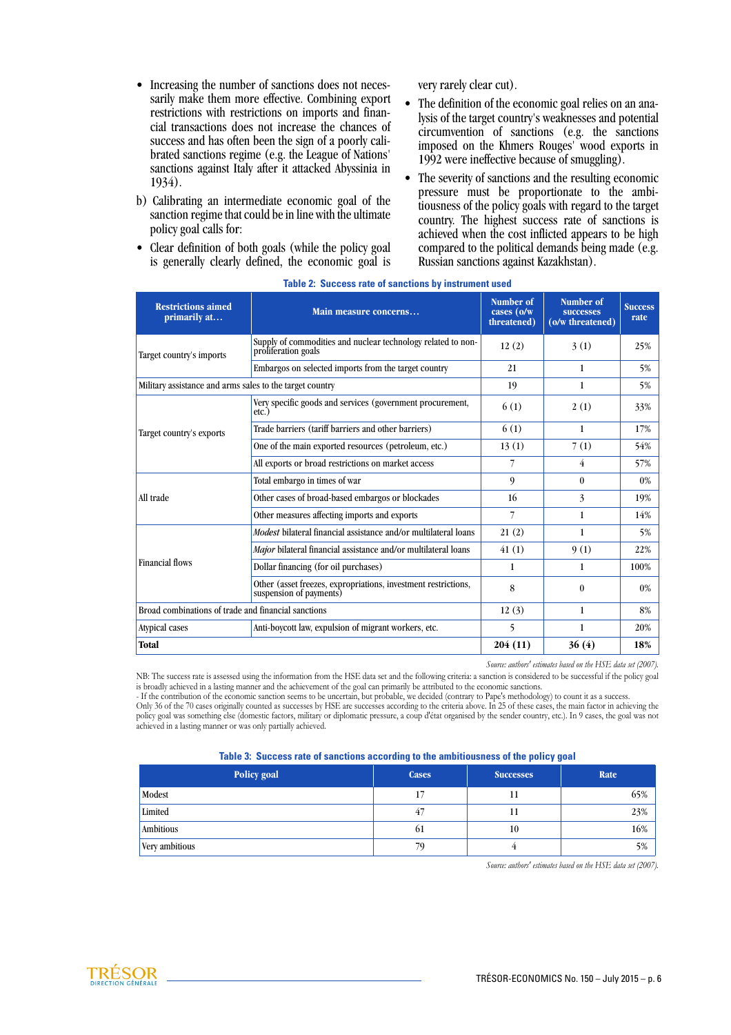- Increasing the number of sanctions does not necessarily make them more effective. Combining export restrictions with restrictions on imports and financial transactions does not increase the chances of success and has often been the sign of a poorly calibrated sanctions regime (e.g. the League of Nations' sanctions against Italy after it attacked Abyssinia in 1934).

b) Calibrating an intermediate economic goal of the sanction regime that could be in line with the ultimate policy goal calls for:

- Clear definition of both goals (while the policy goal is generally clearly defined, the economic goal is very rarely clear cut).
- The definition of the economic goal relies on an analysis of the target country's weaknesses and potential circumvention of sanctions (e.g. the sanctions imposed on the Khmers Rouges' wood exports in 1992 were ineffective because of smuggling).
- The severity of sanctions and the resulting economic pressure must be proportionate to the ambitiousness of the policy goals with regard to the target country. The highest success rate of sanctions is achieved when the cost inflicted appears to be high compared to the political demands being made (e.g. Russian sanctions against Kazakhstan).

**Table 2: Success rate of sanctions by instrument used**

| Restrictions aimed primarily at… | Main measure concerns… | Number of cases (o/w threatened) | Number of successes (o/w threatened) | Success rate |
|---|---|---|---|---|
| Target country's imports | Supply of commodities and nuclear technology related to non-proliferation goals | 12 (2) | 3 (1) | 25% |
| | Embargos on selected imports from the target country | 21 | 1 | 5% |
| Military assistance and arms sales to the target country | | 19 | 1 | 5% |
| Target country's exports | Very specific goods and services (government procurement, etc.) | 6 (1) | 2 (1) | 33% |
| | Trade barriers (tariff barriers and other barriers) | 6 (1) | 1 | 17% |
| | One of the main exported resources (petroleum, etc.) | 13 (1) | 7 (1) | 54% |
| | All exports or broad restrictions on market access | 7 | 4 | 57% |
| All trade | Total embargo in times of war | 9 | 0 | 0% |
| | Other cases of broad-based embargos or blockades | 16 | 3 | 19% |
| | Other measures affecting imports and exports | 7 | 1 | 14% |
| Financial flows | *Modest* bilateral financial assistance and/or multilateral loans | 21 (2) | 1 | 5% |
| | *Major* bilateral financial assistance and/or multilateral loans | 41 (1) | 9 (1) | 22% |
| | Dollar financing (for oil purchases) | 1 | 1 | 100% |
| | Other (asset freezes, expropriations, investment restrictions, suspension of payments) | 8 | 0 | 0% |
| Broad combinations of trade and financial sanctions | | 12 (3) | 1 | 8% |
| Atypical cases | Anti-boycott law, expulsion of migrant workers, etc. | 5 | 1 | 20% |
| **Total** | | **204 (11)** | **36 (4)** | **18%** |

*Source: authors' estimates based on the HSE data set (2007).*

NB: The success rate is assessed using the information from the HSE data set and the following criteria: a sanction is considered to be successful if the policy goal is broadly achieved in a lasting manner and the achievement of the goal can primarily be attributed to the economic sanctions.
- If the contribution of the economic sanction seems to be uncertain, but probable, we decided (contrary to Pape's methodology) to count it as a success.
Only 36 of the 70 cases originally counted as successes by HSE are successes according to the criteria above. In 25 of these cases, the main factor in achieving the policy goal was something else (domestic factors, military or diplomatic pressure, a coup d'état organised by the sender country, etc.). In 9 cases, the goal was not achieved in a lasting manner or was only partially achieved.

**Table 3: Success rate of sanctions according to the ambitiousness of the policy goal**

| Policy goal | Cases | Successes | Rate |
|---|---|---|---|
| Modest | 17 | 11 | 65% |
| Limited | 47 | 11 | 23% |
| Ambitious | 61 | 10 | 16% |
| Very ambitious | 79 | 4 | 5% |

*Source: authors' estimates based on the HSE data set (2007).*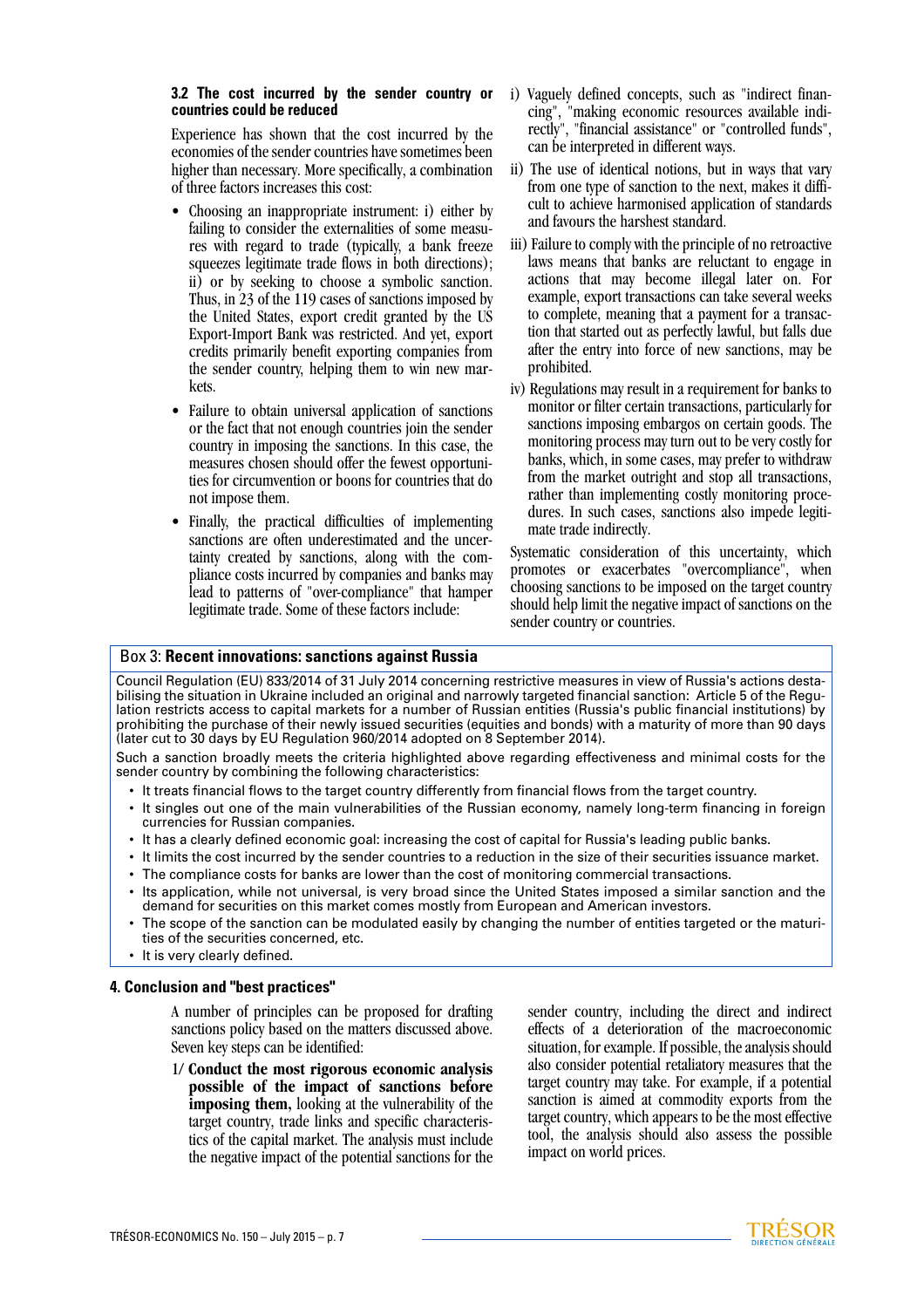### 3.2 The cost incurred by the sender country or countries could be reduced

Experience has shown that the cost incurred by the economies of the sender countries have sometimes been higher than necessary. More specifically, a combination of three factors increases this cost:

- Choosing an inappropriate instrument: i) either by failing to consider the externalities of some measures with regard to trade (typically, a bank freeze squeezes legitimate trade flows in both directions); ii) or by seeking to choose a symbolic sanction. Thus, in 23 of the 119 cases of sanctions imposed by the United States, export credit granted by the US Export-Import Bank was restricted. And yet, export credits primarily benefit exporting companies from the sender country, helping them to win new markets.
- Failure to obtain universal application of sanctions or the fact that not enough countries join the sender country in imposing the sanctions. In this case, the measures chosen should offer the fewest opportunities for circumvention or boons for countries that do not impose them.
- Finally, the practical difficulties of implementing sanctions are often underestimated and the uncertainty created by sanctions, along with the compliance costs incurred by companies and banks may lead to patterns of "over-compliance" that hamper legitimate trade. Some of these factors include:

i) Vaguely defined concepts, such as "indirect financing", "making economic resources available indirectly", "financial assistance" or "controlled funds", can be interpreted in different ways.

ii) The use of identical notions, but in ways that vary from one type of sanction to the next, makes it difficult to achieve harmonised application of standards and favours the harshest standard.

iii) Failure to comply with the principle of no retroactive laws means that banks are reluctant to engage in actions that may become illegal later on. For example, export transactions can take several weeks to complete, meaning that a payment for a transaction that started out as perfectly lawful, but falls due after the entry into force of new sanctions, may be prohibited.

iv) Regulations may result in a requirement for banks to monitor or filter certain transactions, particularly for sanctions imposing embargos on certain goods. The monitoring process may turn out to be very costly for banks, which, in some cases, may prefer to withdraw from the market outright and stop all transactions, rather than implementing costly monitoring procedures. In such cases, sanctions also impede legitimate trade indirectly.

Systematic consideration of this uncertainty, which promotes or exacerbates "overcompliance", when choosing sanctions to be imposed on the target country should help limit the negative impact of sanctions on the sender country or countries.

> **Box 3: Recent innovations: sanctions against Russia**
>
> Council Regulation (EU) 833/2014 of 31 July 2014 concerning restrictive measures in view of Russia's actions destabilising the situation in Ukraine included an original and narrowly targeted financial sanction: Article 5 of the Regulation restricts access to capital markets for a number of Russian entities (Russia's public financial institutions) by prohibiting the purchase of their newly issued securities (equities and bonds) with a maturity of more than 90 days (later cut to 30 days by EU Regulation 960/2014 adopted on 8 September 2014).
>
> Such a sanction broadly meets the criteria highlighted above regarding effectiveness and minimal costs for the sender country by combining the following characteristics:
>
> - It treats financial flows to the target country differently from financial flows from the target country.
> - It singles out one of the main vulnerabilities of the Russian economy, namely long-term financing in foreign currencies for Russian companies.
> - It has a clearly defined economic goal: increasing the cost of capital for Russia's leading public banks.
> - It limits the cost incurred by the sender countries to a reduction in the size of their securities issuance market.
> - The compliance costs for banks are lower than the cost of monitoring commercial transactions.
> - Its application, while not universal, is very broad since the United States imposed a similar sanction and the demand for securities on this market comes mostly from European and American investors.
> - The scope of the sanction can be modulated easily by changing the number of entities targeted or the maturities of the securities concerned, etc.
> - It is very clearly defined.

## 4. Conclusion and "best practices"

A number of principles can be proposed for drafting sanctions policy based on the matters discussed above. Seven key steps can be identified:

1/ **Conduct the most rigorous economic analysis possible of the impact of sanctions before imposing them,** looking at the vulnerability of the target country, trade links and specific characteristics of the capital market. The analysis must include the negative impact of the potential sanctions for the sender country, including the direct and indirect effects of a deterioration of the macroeconomic situation, for example. If possible, the analysis should also consider potential retaliatory measures that the target country may take. For example, if a potential sanction is aimed at commodity exports from the target country, which appears to be the most effective tool, the analysis should also assess the possible impact on world prices.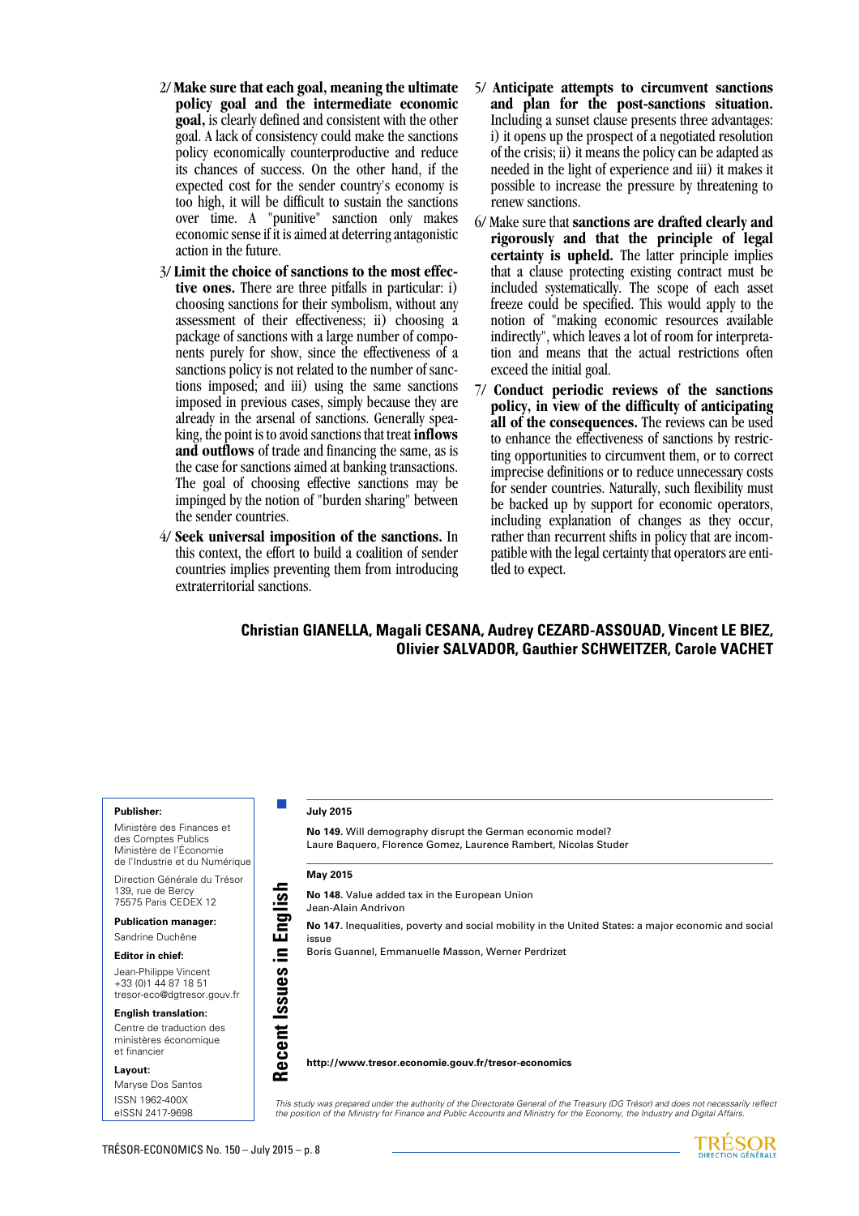2/ **Make sure that each goal, meaning the ultimate policy goal and the intermediate economic goal,** is clearly defined and consistent with the other goal. A lack of consistency could make the sanctions policy economically counterproductive and reduce its chances of success. On the other hand, if the expected cost for the sender country's economy is too high, it will be difficult to sustain the sanctions over time. A "punitive" sanction only makes economic sense if it is aimed at deterring antagonistic action in the future.

3/ **Limit the choice of sanctions to the most effective ones.** There are three pitfalls in particular: i) choosing sanctions for their symbolism, without any assessment of their effectiveness; ii) choosing a package of sanctions with a large number of components purely for show, since the effectiveness of a sanctions policy is not related to the number of sanctions imposed; and iii) using the same sanctions imposed in previous cases, simply because they are already in the arsenal of sanctions. Generally speaking, the point is to avoid sanctions that treat **inflows and outflows** of trade and financing the same, as is the case for sanctions aimed at banking transactions. The goal of choosing effective sanctions may be impinged by the notion of "burden sharing" between the sender countries.

4/ **Seek universal imposition of the sanctions.** In this context, the effort to build a coalition of sender countries implies preventing them from introducing extraterritorial sanctions.

5/ **Anticipate attempts to circumvent sanctions and plan for the post-sanctions situation.** Including a sunset clause presents three advantages: i) it opens up the prospect of a negotiated resolution of the crisis; ii) it means the policy can be adapted as needed in the light of experience and iii) it makes it possible to increase the pressure by threatening to renew sanctions.

6/ Make sure that **sanctions are drafted clearly and rigorously and that the principle of legal certainty is upheld.** The latter principle implies that a clause protecting existing contract must be included systematically. The scope of each asset freeze could be specified. This would apply to the notion of "making economic resources available indirectly", which leaves a lot of room for interpretation and means that the actual restrictions often exceed the initial goal.

7/ **Conduct periodic reviews of the sanctions policy, in view of the difficulty of anticipating all of the consequences.** The reviews can be used to enhance the effectiveness of sanctions by restricting opportunities to circumvent them, or to correct imprecise definitions or to reduce unnecessary costs for sender countries. Naturally, such flexibility must be backed up by support for economic operators, including explanation of changes as they occur, rather than recurrent shifts in policy that are incompatible with the legal certainty that operators are entitled to expect.

**Christian GIANELLA, Magali CESANA, Audrey CEZARD-ASSOUAD, Vincent LE BIEZ, Olivier SALVADOR, Gauthier SCHWEITZER, Carole VACHET**

**Publisher:**
Ministère des Finances et des Comptes Publics
Ministère de l'Économie de l'Industrie et du Numérique
Direction Générale du Trésor
139, rue de Bercy
75575 Paris CEDEX 12

**Publication manager:**
Sandrine Duchêne

**Editor in chief:**
Jean-Philippe Vincent
+33 (0)1 44 87 18 51
tresor-eco@dgtresor.gouv.fr

**English translation:**
Centre de traduction des ministères économique et financier

**Layout:**
Maryse Dos Santos
ISSN 1962-400X
eISSN 2417-9698

**Recent Issues in English**

**July 2015**

**No 149.** Will demography disrupt the German economic model?
Laure Baquero, Florence Gomez, Laurence Rambert, Nicolas Studer

**May 2015**

**No 148.** Value added tax in the European Union
Jean-Alain Andrivon

**No 147.** Inequalities, poverty and social mobility in the United States: a major economic and social issue
Boris Guannel, Emmanuelle Masson, Werner Perdrizet

**http://www.tresor.economie.gouv.fr/tresor-economics**

*This study was prepared under the authority of the Directorate General of the Treasury (DG Trésor) and does not necessarily reflect the position of the Ministry for Finance and Public Accounts and Ministry for the Economy, the Industry and Digital Affairs.*